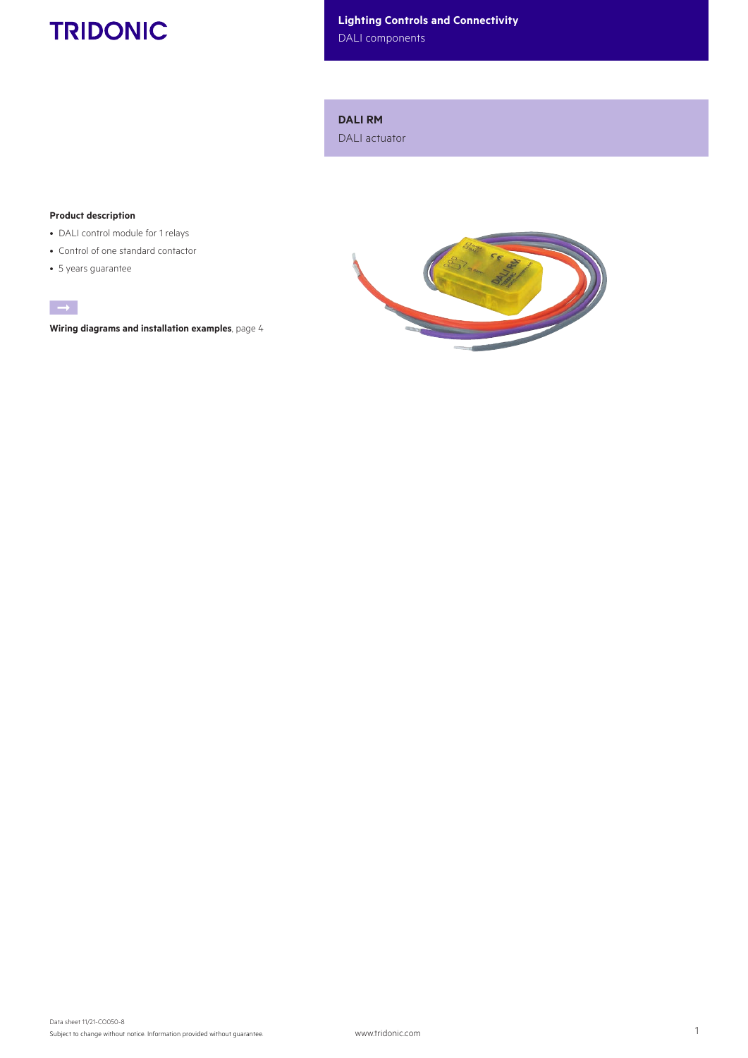**TRIDONIC**

**Lighting Controls and Connectivity**
DALI components

## DALI RM
DALI actuator

### Product description

- DALI control module for 1 relays
- Control of one standard contactor
- 5 years guarantee

**Wiring diagrams and installation examples**, page 4

Data sheet 11/21-CO050-8
Subject to change without notice. Information provided without guarantee.

www.tridonic.com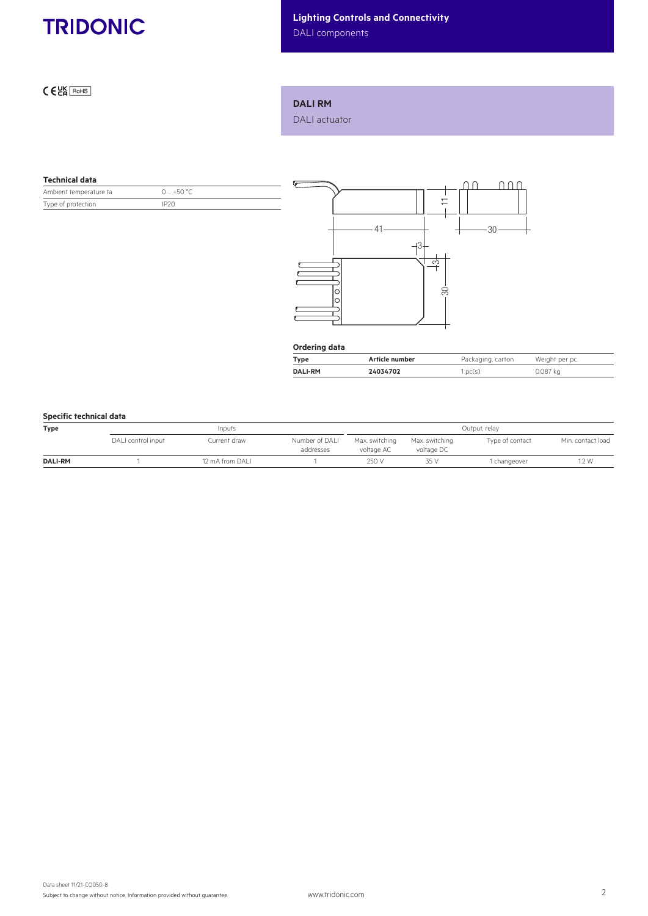Lighting Controls and Connectivity
DALI components

## DALI RM

DALI actuator

### Technical data

| | |
|---|---|
| Ambient temperature ta | 0 ... +50 °C |
| Type of protection | IP20 |

### Ordering data

| Type | Article number | Packaging, carton | Weight per pc. |
|---|---|---|---|
| **DALI-RM** | **24034702** | 1 pc(s). | 0.087 kg |

### Specific technical data

| Type | Inputs | | | Output, relay | | | |
|---|---|---|---|---|---|---|---|
| | DALI control input | Current draw | Number of DALI addresses | Max. switching voltage AC | Max. switching voltage DC | Type of contact | Min. contact load |
| **DALI-RM** | 1 | 12 mA from DALI | 1 | 250 V | 35 V | 1 changeover | 1.2 W |

Data sheet 11/21-CO050-8
Subject to change without notice. Information provided without guarantee.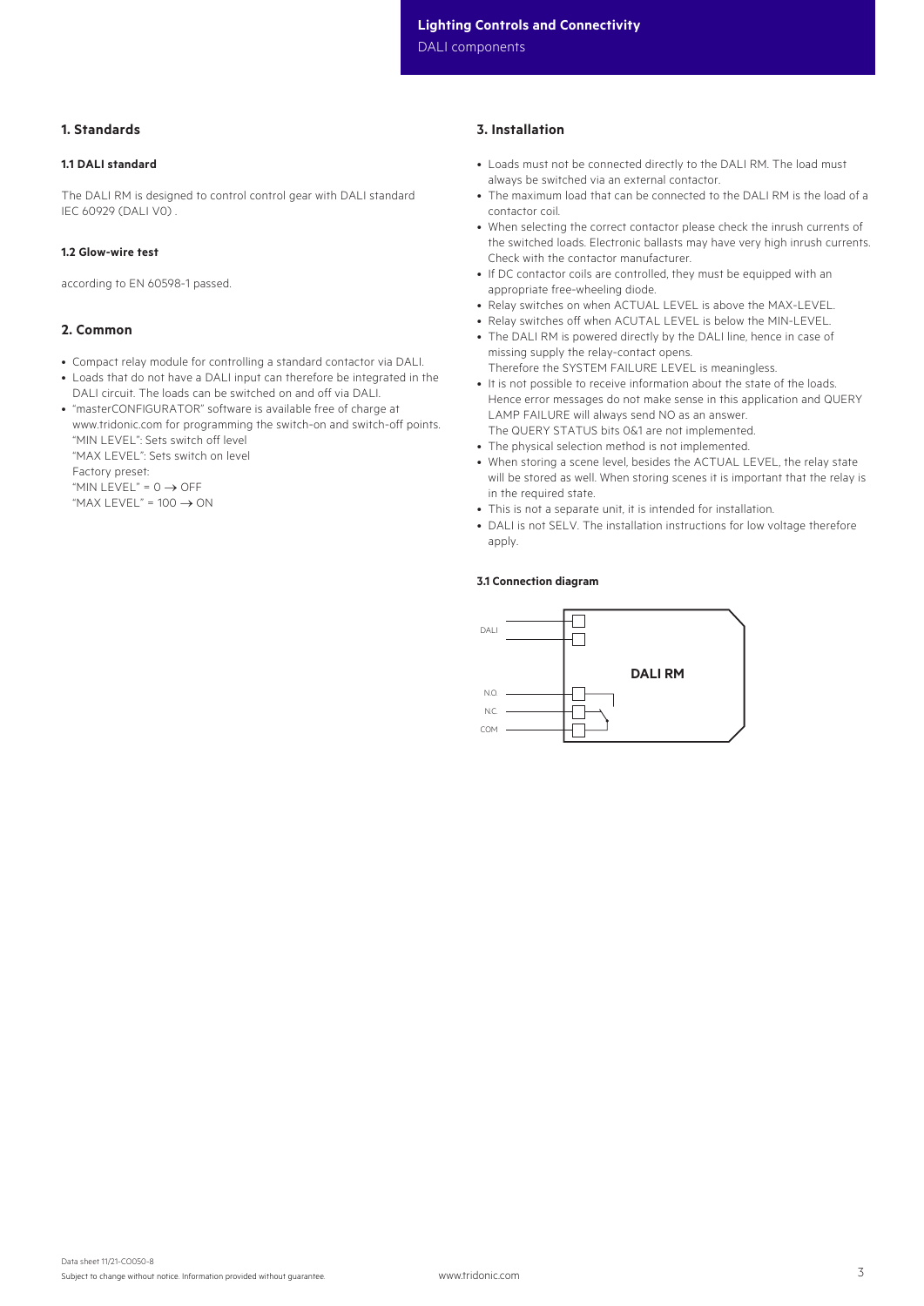## 1. Standards

### 1.1 DALI standard

The DALI RM is designed to control control gear with DALI standard IEC 60929 (DALI V0) .

### 1.2 Glow-wire test

according to EN 60598-1 passed.

## 2. Common

- Compact relay module for controlling a standard contactor via DALI.
- Loads that do not have a DALI input can therefore be integrated in the DALI circuit. The loads can be switched on and off via DALI.
- "masterCONFIGURATOR" software is available free of charge at www.tridonic.com for programming the switch-on and switch-off points.
  "MIN LEVEL": Sets switch off level
  "MAX LEVEL": Sets switch on level
  Factory preset:
  "MIN LEVEL" = 0 → OFF
  "MAX LEVEL" = 100 → ON

## 3. Installation

- Loads must not be connected directly to the DALI RM. The load must always be switched via an external contactor.
- The maximum load that can be connected to the DALI RM is the load of a contactor coil.
- When selecting the correct contactor please check the inrush currents of the switched loads. Electronic ballasts may have very high inrush currents. Check with the contactor manufacturer.
- If DC contactor coils are controlled, they must be equipped with an appropriate free-wheeling diode.
- Relay switches on when ACTUAL LEVEL is above the MAX-LEVEL.
- Relay switches off when ACUTAL LEVEL is below the MIN-LEVEL.
- The DALI RM is powered directly by the DALI line, hence in case of missing supply the relay-contact opens.
  Therefore the SYSTEM FAILURE LEVEL is meaningless.
- It is not possible to receive information about the state of the loads. Hence error messages do not make sense in this application and QUERY LAMP FAILURE will always send NO as an answer.
  The QUERY STATUS bits 0&1 are not implemented.
- The physical selection method is not implemented.
- When storing a scene level, besides the ACTUAL LEVEL, the relay state will be stored as well. When storing scenes it is important that the relay is in the required state.
- This is not a separate unit, it is intended for installation.
- DALI is not SELV. The installation instructions for low voltage therefore apply.

### 3.1 Connection diagram

DALI

N.O.

N.C.

COM

DALI RM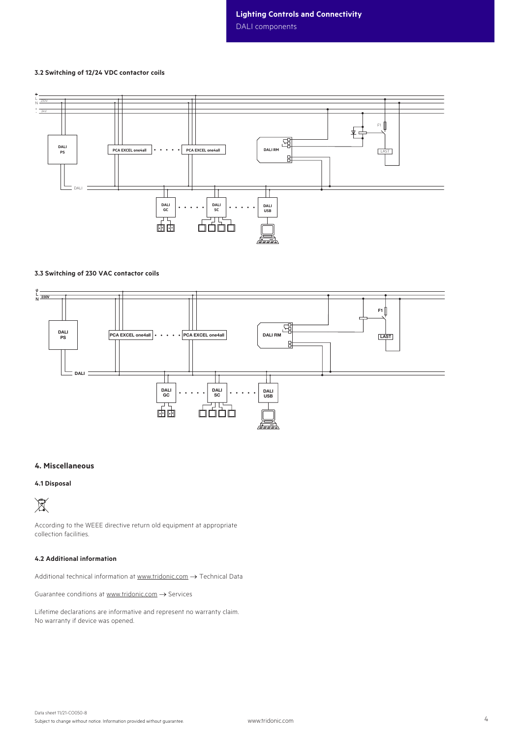### 3.2 Switching of 12/24 VDC contactor coils

L
N
+
-
230V
24V
DALI PS
PCA EXCEL one4all
PCA EXCEL one4all
DALI RM
F1
LAST
DALI
DALI GC
DALI SC
DALI USB

### 3.3 Switching of 230 VAC contactor coils

L
N
230V
DALI PS
PCA EXCEL one4all
PCA EXCEL one4all
DALI RM
F1
LAST
DALI
DALI GC
DALI SC
DALI USB

## 4. Miscellaneous

### 4.1 Disposal

According to the WEEE directive return old equipment at appropriate collection facilities.

### 4.2 Additional information

Additional technical information at www.tridonic.com → Technical Data

Guarantee conditions at www.tridonic.com → Services

Lifetime declarations are informative and represent no warranty claim.
No warranty if device was opened.